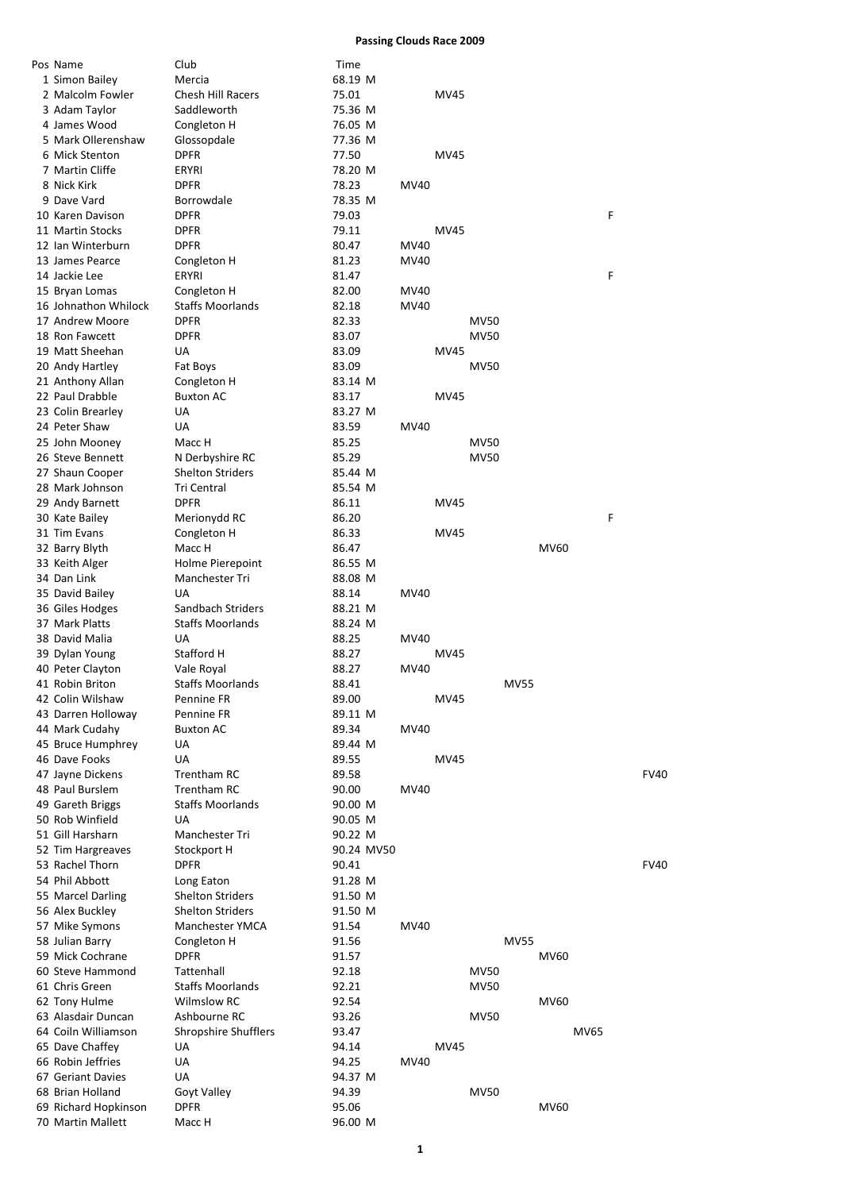# Passing Clouds Race 2009

| Pos | Name | Club | Time | | | | | | | | |
|---|---|---|---|---|---|---|---|---|---|---|---|
| 1 | Simon Bailey | Mercia | 68.19 M | | | | | | | | |
| 2 | Malcolm Fowler | Chesh Hill Racers | 75.01 | | MV45 | | | | | | |
| 3 | Adam Taylor | Saddleworth | 75.36 M | | | | | | | | |
| 4 | James Wood | Congleton H | 76.05 M | | | | | | | | |
| 5 | Mark Ollerenshaw | Glossopdale | 77.36 M | | | | | | | | |
| 6 | Mick Stenton | DPFR | 77.50 | | MV45 | | | | | | |
| 7 | Martin Cliffe | ERYRI | 78.20 M | | | | | | | | |
| 8 | Nick Kirk | DPFR | 78.23 | MV40 | | | | | | | |
| 9 | Dave Vard | Borrowdale | 78.35 M | | | | | | | | |
| 10 | Karen Davison | DPFR | 79.03 | | | | | | | F | |
| 11 | Martin Stocks | DPFR | 79.11 | | MV45 | | | | | | |
| 12 | Ian Winterburn | DPFR | 80.47 | MV40 | | | | | | | |
| 13 | James Pearce | Congleton H | 81.23 | MV40 | | | | | | | |
| 14 | Jackie Lee | ERYRI | 81.47 | | | | | | | F | |
| 15 | Bryan Lomas | Congleton H | 82.00 | MV40 | | | | | | | |
| 16 | Johnathon Whilock | Staffs Moorlands | 82.18 | MV40 | | | | | | | |
| 17 | Andrew Moore | DPFR | 82.33 | | | MV50 | | | | | |
| 18 | Ron Fawcett | DPFR | 83.07 | | | MV50 | | | | | |
| 19 | Matt Sheehan | UA | 83.09 | | MV45 | | | | | | |
| 20 | Andy Hartley | Fat Boys | 83.09 | | | MV50 | | | | | |
| 21 | Anthony Allan | Congleton H | 83.14 M | | | | | | | | |
| 22 | Paul Drabble | Buxton AC | 83.17 | | MV45 | | | | | | |
| 23 | Colin Brearley | UA | 83.27 M | | | | | | | | |
| 24 | Peter Shaw | UA | 83.59 | MV40 | | | | | | | |
| 25 | John Mooney | Macc H | 85.25 | | | MV50 | | | | | |
| 26 | Steve Bennett | N Derbyshire RC | 85.29 | | | MV50 | | | | | |
| 27 | Shaun Cooper | Shelton Striders | 85.44 M | | | | | | | | |
| 28 | Mark Johnson | Tri Central | 85.54 M | | | | | | | | |
| 29 | Andy Barnett | DPFR | 86.11 | | MV45 | | | | | | |
| 30 | Kate Bailey | Merionydd RC | 86.20 | | | | | | | F | |
| 31 | Tim Evans | Congleton H | 86.33 | | MV45 | | | | | | |
| 32 | Barry Blyth | Macc H | 86.47 | | | | | MV60 | | | |
| 33 | Keith Alger | Holme Pierepoint | 86.55 M | | | | | | | | |
| 34 | Dan Link | Manchester Tri | 88.08 M | | | | | | | | |
| 35 | David Bailey | UA | 88.14 | MV40 | | | | | | | |
| 36 | Giles Hodges | Sandbach Striders | 88.21 M | | | | | | | | |
| 37 | Mark Platts | Staffs Moorlands | 88.24 M | | | | | | | | |
| 38 | David Malia | UA | 88.25 | MV40 | | | | | | | |
| 39 | Dylan Young | Stafford H | 88.27 | | MV45 | | | | | | |
| 40 | Peter Clayton | Vale Royal | 88.27 | MV40 | | | | | | | |
| 41 | Robin Briton | Staffs Moorlands | 88.41 | | | | MV55 | | | | |
| 42 | Colin Wilshaw | Pennine FR | 89.00 | | MV45 | | | | | | |
| 43 | Darren Holloway | Pennine FR | 89.11 M | | | | | | | | |
| 44 | Mark Cudahy | Buxton AC | 89.34 | MV40 | | | | | | | |
| 45 | Bruce Humphrey | UA | 89.44 M | | | | | | | | |
| 46 | Dave Fooks | UA | 89.55 | | MV45 | | | | | | |
| 47 | Jayne Dickens | Trentham RC | 89.58 | | | | | | | | FV40 |
| 48 | Paul Burslem | Trentham RC | 90.00 | MV40 | | | | | | | |
| 49 | Gareth Briggs | Staffs Moorlands | 90.00 M | | | | | | | | |
| 50 | Rob Winfield | UA | 90.05 M | | | | | | | | |
| 51 | Gill Harsharn | Manchester Tri | 90.22 M | | | | | | | | |
| 52 | Tim Hargreaves | Stockport H | 90.24 MV50 | | | | | | | | |
| 53 | Rachel Thorn | DPFR | 90.41 | | | | | | | | FV40 |
| 54 | Phil Abbott | Long Eaton | 91.28 M | | | | | | | | |
| 55 | Marcel Darling | Shelton Striders | 91.50 M | | | | | | | | |
| 56 | Alex Buckley | Shelton Striders | 91.50 M | | | | | | | | |
| 57 | Mike Symons | Manchester YMCA | 91.54 | MV40 | | | | | | | |
| 58 | Julian Barry | Congleton H | 91.56 | | | | MV55 | | | | |
| 59 | Mick Cochrane | DPFR | 91.57 | | | | | MV60 | | | |
| 60 | Steve Hammond | Tattenhall | 92.18 | | | MV50 | | | | | |
| 61 | Chris Green | Staffs Moorlands | 92.21 | | | MV50 | | | | | |
| 62 | Tony Hulme | Wilmslow RC | 92.54 | | | | | MV60 | | | |
| 63 | Alasdair Duncan | Ashbourne RC | 93.26 | | | MV50 | | | | | |
| 64 | Coiln Williamson | Shropshire Shufflers | 93.47 | | | | | | MV65 | | |
| 65 | Dave Chaffey | UA | 94.14 | | MV45 | | | | | | |
| 66 | Robin Jeffries | UA | 94.25 | MV40 | | | | | | | |
| 67 | Geriant Davies | UA | 94.37 M | | | | | | | | |
| 68 | Brian Holland | Goyt Valley | 94.39 | | | MV50 | | | | | |
| 69 | Richard Hopkinson | DPFR | 95.06 | | | | | MV60 | | | |
| 70 | Martin Mallett | Macc H | 96.00 M | | | | | | | | |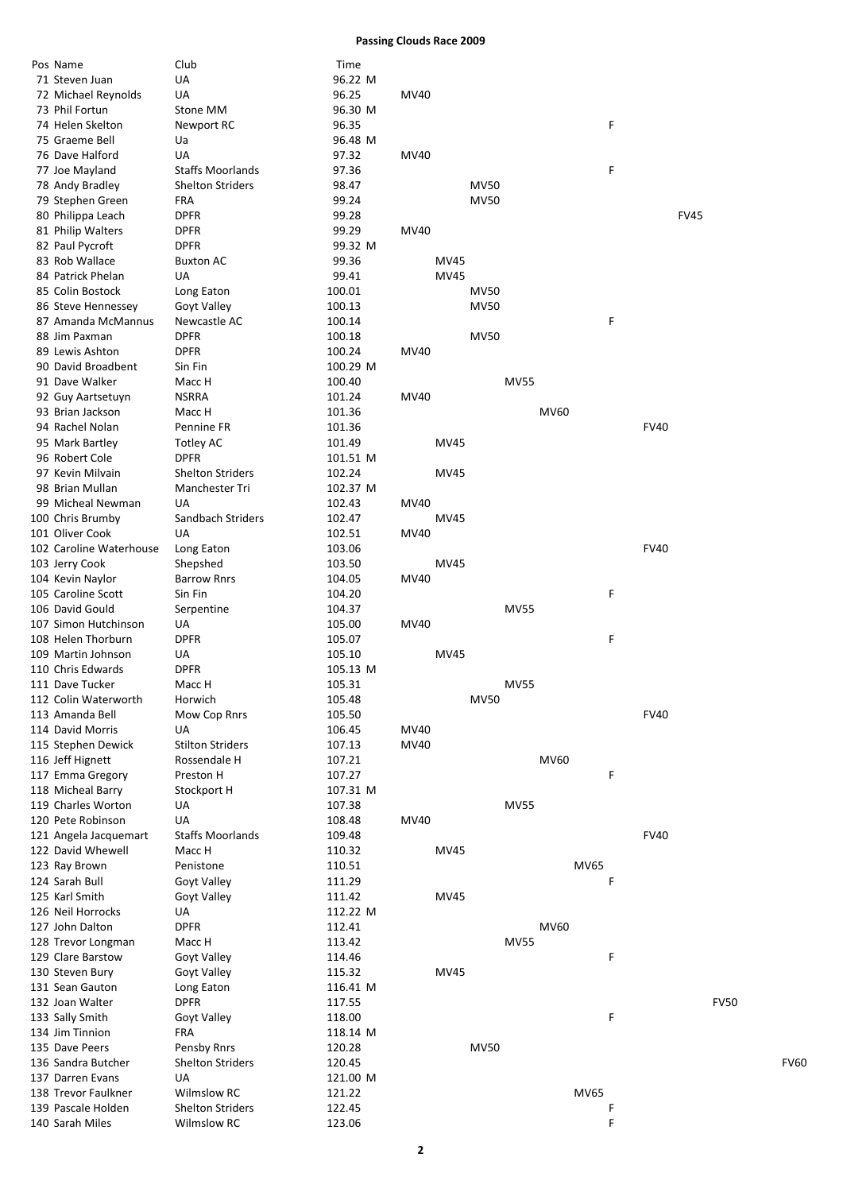# Passing Clouds Race 2009

| Pos | Name | Club | Time | Category |
|---|---|---|---|---|
| 71 | Steven Juan | UA | 96.22 | M |
| 72 | Michael Reynolds | UA | 96.25 | MV40 |
| 73 | Phil Fortun | Stone MM | 96.30 | M |
| 74 | Helen Skelton | Newport RC | 96.35 | F |
| 75 | Graeme Bell | Ua | 96.48 | M |
| 76 | Dave Halford | UA | 97.32 | MV40 |
| 77 | Joe Mayland | Staffs Moorlands | 97.36 | F |
| 78 | Andy Bradley | Shelton Striders | 98.47 | MV50 |
| 79 | Stephen Green | FRA | 99.24 | MV50 |
| 80 | Philippa Leach | DPFR | 99.28 | FV45 |
| 81 | Philip Walters | DPFR | 99.29 | MV40 |
| 82 | Paul Pycroft | DPFR | 99.32 | M |
| 83 | Rob Wallace | Buxton AC | 99.36 | MV45 |
| 84 | Patrick Phelan | UA | 99.41 | MV45 |
| 85 | Colin Bostock | Long Eaton | 100.01 | MV50 |
| 86 | Steve Hennessey | Goyt Valley | 100.13 | MV50 |
| 87 | Amanda McMannus | Newcastle AC | 100.14 | F |
| 88 | Jim Paxman | DPFR | 100.18 | MV50 |
| 89 | Lewis Ashton | DPFR | 100.24 | MV40 |
| 90 | David Broadbent | Sin Fin | 100.29 | M |
| 91 | Dave Walker | Macc H | 100.40 | MV55 |
| 92 | Guy Aartsetuyn | NSRRA | 101.24 | MV40 |
| 93 | Brian Jackson | Macc H | 101.36 | MV60 |
| 94 | Rachel Nolan | Pennine FR | 101.36 | FV40 |
| 95 | Mark Bartley | Totley AC | 101.49 | MV45 |
| 96 | Robert Cole | DPFR | 101.51 | M |
| 97 | Kevin Milvain | Shelton Striders | 102.24 | MV45 |
| 98 | Brian Mullan | Manchester Tri | 102.37 | M |
| 99 | Micheal Newman | UA | 102.43 | MV40 |
| 100 | Chris Brumby | Sandbach Striders | 102.47 | MV45 |
| 101 | Oliver Cook | UA | 102.51 | MV40 |
| 102 | Caroline Waterhouse | Long Eaton | 103.06 | FV40 |
| 103 | Jerry Cook | Shepshed | 103.50 | MV45 |
| 104 | Kevin Naylor | Barrow Rnrs | 104.05 | MV40 |
| 105 | Caroline Scott | Sin Fin | 104.20 | F |
| 106 | David Gould | Serpentine | 104.37 | MV55 |
| 107 | Simon Hutchinson | UA | 105.00 | MV40 |
| 108 | Helen Thorburn | DPFR | 105.07 | F |
| 109 | Martin Johnson | UA | 105.10 | MV45 |
| 110 | Chris Edwards | DPFR | 105.13 | M |
| 111 | Dave Tucker | Macc H | 105.31 | MV55 |
| 112 | Colin Waterworth | Horwich | 105.48 | MV50 |
| 113 | Amanda Bell | Mow Cop Rnrs | 105.50 | FV40 |
| 114 | David Morris | UA | 106.45 | MV40 |
| 115 | Stephen Dewick | Stilton Striders | 107.13 | MV40 |
| 116 | Jeff Hignett | Rossendale H | 107.21 | MV60 |
| 117 | Emma Gregory | Preston H | 107.27 | F |
| 118 | Micheal Barry | Stockport H | 107.31 | M |
| 119 | Charles Worton | UA | 107.38 | MV55 |
| 120 | Pete Robinson | UA | 108.48 | MV40 |
| 121 | Angela Jacquemart | Staffs Moorlands | 109.48 | FV40 |
| 122 | David Whewell | Macc H | 110.32 | MV45 |
| 123 | Ray Brown | Penistone | 110.51 | MV65 |
| 124 | Sarah Bull | Goyt Valley | 111.29 | F |
| 125 | Karl Smith | Goyt Valley | 111.42 | MV45 |
| 126 | Neil Horrocks | UA | 112.22 | M |
| 127 | John Dalton | DPFR | 112.41 | MV60 |
| 128 | Trevor Longman | Macc H | 113.42 | MV55 |
| 129 | Clare Barstow | Goyt Valley | 114.46 | F |
| 130 | Steven Bury | Goyt Valley | 115.32 | MV45 |
| 131 | Sean Gauton | Long Eaton | 116.41 | M |
| 132 | Joan Walter | DPFR | 117.55 | FV50 |
| 133 | Sally Smith | Goyt Valley | 118.00 | F |
| 134 | Jim Tinnion | FRA | 118.14 | M |
| 135 | Dave Peers | Pensby Rnrs | 120.28 | MV50 |
| 136 | Sandra Butcher | Shelton Striders | 120.45 | FV60 |
| 137 | Darren Evans | UA | 121.00 | M |
| 138 | Trevor Faulkner | Wilmslow RC | 121.22 | MV65 |
| 139 | Pascale Holden | Shelton Striders | 122.45 | F |
| 140 | Sarah Miles | Wilmslow RC | 123.06 | F |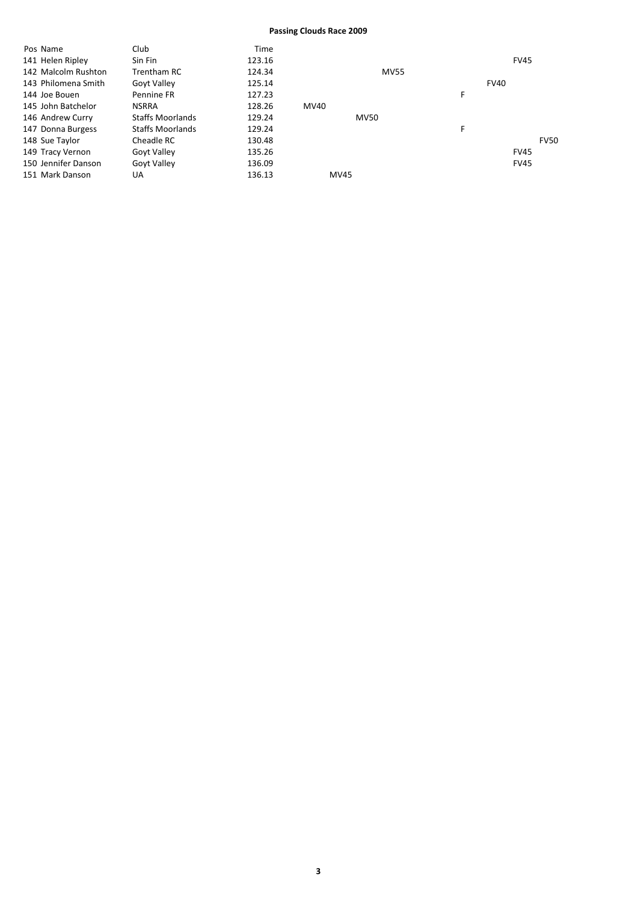**Passing Clouds Race 2009**

| Pos | Name | Club | Time | | | | | | | | |
|---|---|---|---|---|---|---|---|---|---|---|---|
| 141 | Helen Ripley | Sin Fin | 123.16 | | | | | | | FV45 | |
| 142 | Malcolm Rushton | Trentham RC | 124.34 | | | | MV55 | | | | |
| 143 | Philomena Smith | Goyt Valley | 125.14 | | | | | | FV40 | | |
| 144 | Joe Bouen | Pennine FR | 127.23 | | | | | F | | | |
| 145 | John Batchelor | NSRRA | 128.26 | MV40 | | | | | | | |
| 146 | Andrew Curry | Staffs Moorlands | 129.24 | | | MV50 | | | | | |
| 147 | Donna Burgess | Staffs Moorlands | 129.24 | | | | | F | | | |
| 148 | Sue Taylor | Cheadle RC | 130.48 | | | | | | | | FV50 |
| 149 | Tracy Vernon | Goyt Valley | 135.26 | | | | | | | FV45 | |
| 150 | Jennifer Danson | Goyt Valley | 136.09 | | | | | | | FV45 | |
| 151 | Mark Danson | UA | 136.13 | | MV45 | | | | | | |